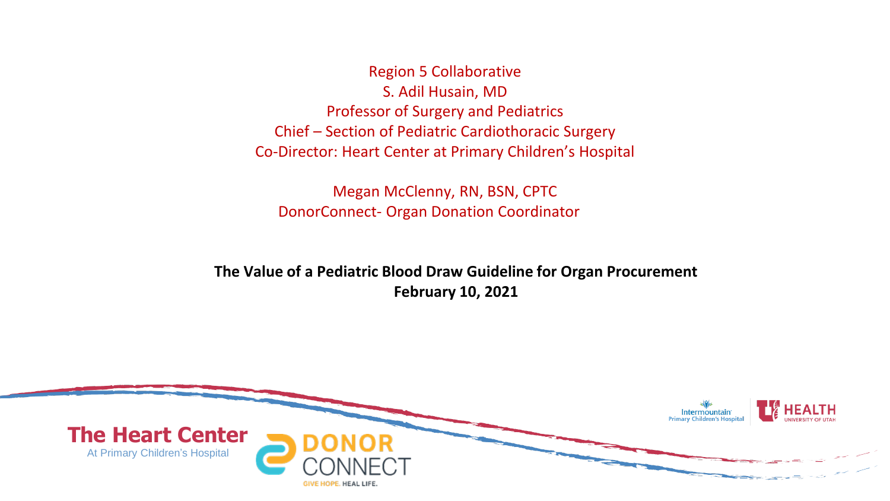Region 5 Collaborative

S. Adil Husain, MD

Professor of Surgery and Pediatrics

Chief – Section of Pediatric Cardiothoracic Surgery

Co-Director: Heart Center at Primary Children's Hospital

Megan McClenny, RN, BSN, CPTC

DonorConnect- Organ Donation Coordinator

# The Value of a Pediatric Blood Draw Guideline for Organ Procurement

**February 10, 2021**

The Heart Center

At Primary Children's Hospital

DONOR CONNECT

GIVE HOPE. HEAL LIFE.

Intermountain Primary Children's Hospital

HEALTH UNIVERSITY OF UTAH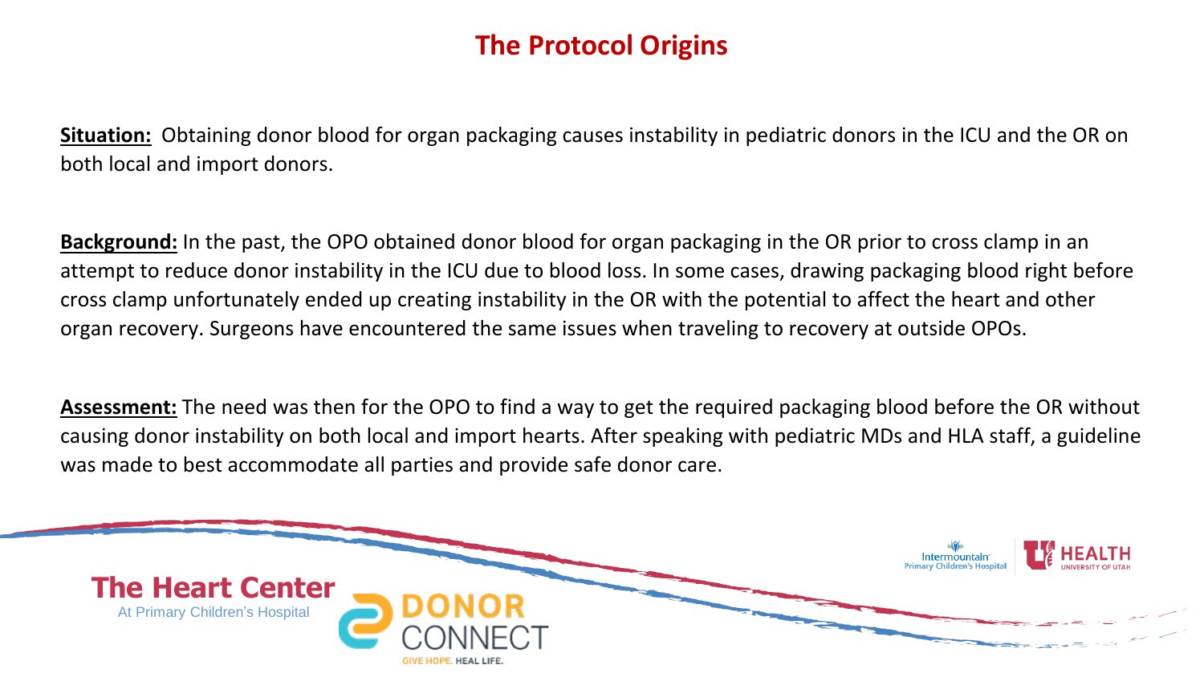# The Protocol Origins

**Situation:** Obtaining donor blood for organ packaging causes instability in pediatric donors in the ICU and the OR on both local and import donors.

**Background:** In the past, the OPO obtained donor blood for organ packaging in the OR prior to cross clamp in an attempt to reduce donor instability in the ICU due to blood loss. In some cases, drawing packaging blood right before cross clamp unfortunately ended up creating instability in the OR with the potential to affect the heart and other organ recovery. Surgeons have encountered the same issues when traveling to recovery at outside OPOs.

**Assessment:** The need was then for the OPO to find a way to get the required packaging blood before the OR without causing donor instability on both local and import hearts. After speaking with pediatric MDs and HLA staff, a guideline was made to best accommodate all parties and provide safe donor care.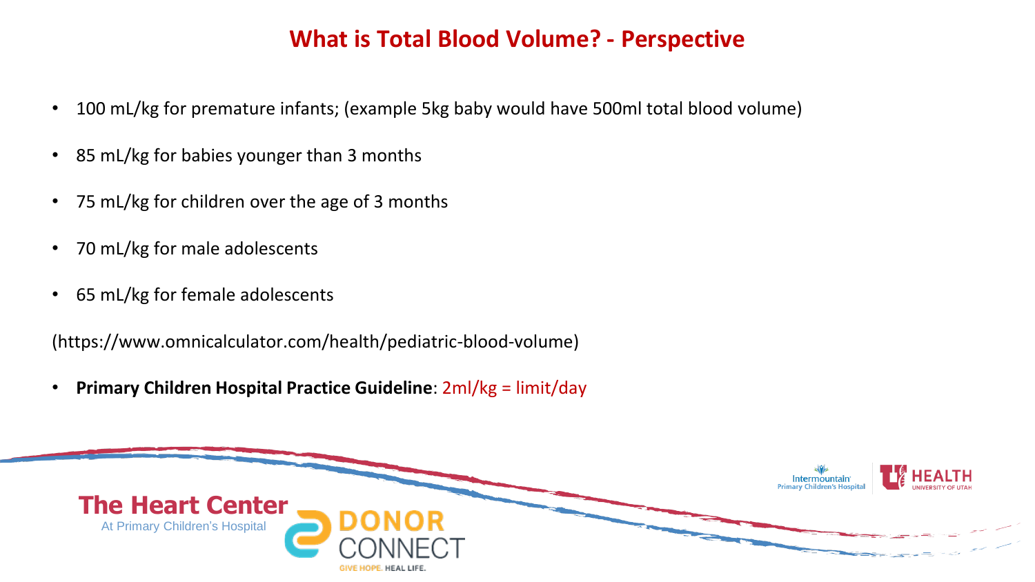# What is Total Blood Volume? - Perspective

- 100 mL/kg for premature infants; (example 5kg baby would have 500ml total blood volume)
- 85 mL/kg for babies younger than 3 months
- 75 mL/kg for children over the age of 3 months
- 70 mL/kg for male adolescents
- 65 mL/kg for female adolescents

(https://www.omnicalculator.com/health/pediatric-blood-volume)

- **Primary Children Hospital Practice Guideline**: 2ml/kg = limit/day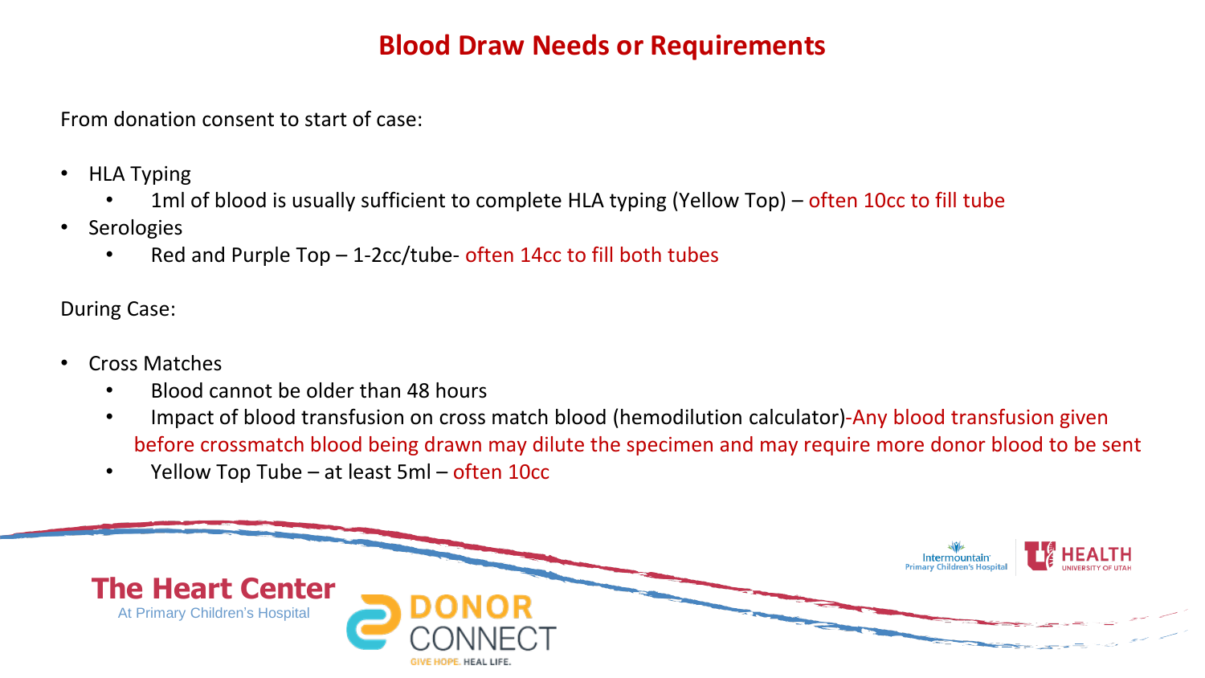# Blood Draw Needs or Requirements

From donation consent to start of case:

- HLA Typing
  - 1ml of blood is usually sufficient to complete HLA typing (Yellow Top) – often 10cc to fill tube
- Serologies
  - Red and Purple Top – 1-2cc/tube- often 14cc to fill both tubes

During Case:

- Cross Matches
  - Blood cannot be older than 48 hours
  - Impact of blood transfusion on cross match blood (hemodilution calculator)-Any blood transfusion given before crossmatch blood being drawn may dilute the specimen and may require more donor blood to be sent
  - Yellow Top Tube – at least 5ml – often 10cc

The Heart Center
At Primary Children's Hospital

DONOR CONNECT
GIVE HOPE. HEAL LIFE.

Intermountain Primary Children's Hospital

HEALTH UNIVERSITY OF UTAH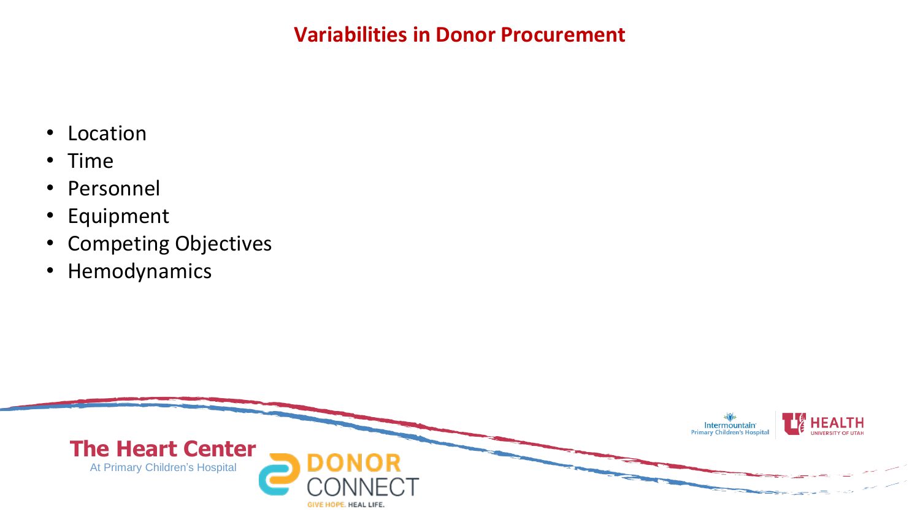# Variabilities in Donor Procurement

- Location
- Time
- Personnel
- Equipment
- Competing Objectives
- Hemodynamics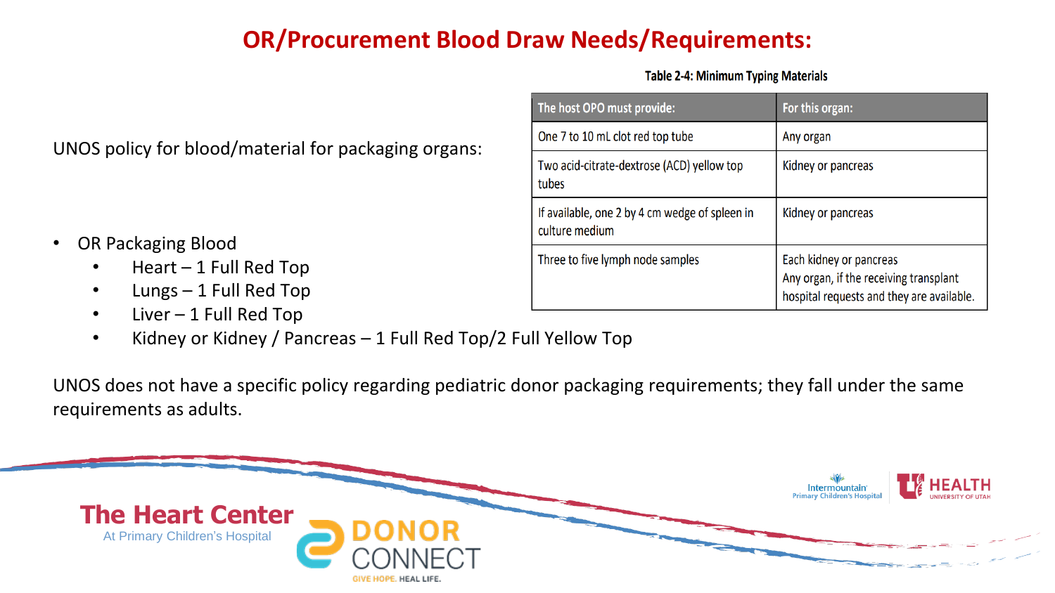# OR/Procurement Blood Draw Needs/Requirements:

UNOS policy for blood/material for packaging organs:

**Table 2-4: Minimum Typing Materials**

| The host OPO must provide: | For this organ: |
|---|---|
| One 7 to 10 mL clot red top tube | Any organ |
| Two acid-citrate-dextrose (ACD) yellow top tubes | Kidney or pancreas |
| If available, one 2 by 4 cm wedge of spleen in culture medium | Kidney or pancreas |
| Three to five lymph node samples | Each kidney or pancreas<br>Any organ, if the receiving transplant hospital requests and they are available. |

- OR Packaging Blood
  - Heart – 1 Full Red Top
  - Lungs – 1 Full Red Top
  - Liver – 1 Full Red Top
  - Kidney or Kidney / Pancreas – 1 Full Red Top/2 Full Yellow Top

UNOS does not have a specific policy regarding pediatric donor packaging requirements; they fall under the same requirements as adults.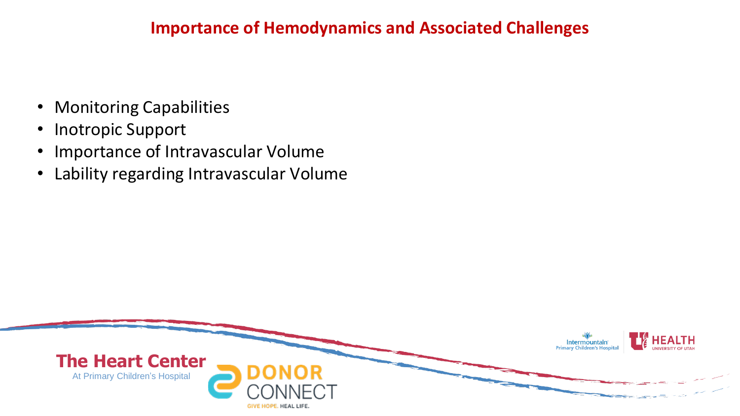# Importance of Hemodynamics and Associated Challenges

- Monitoring Capabilities
- Inotropic Support
- Importance of Intravascular Volume
- Lability regarding Intravascular Volume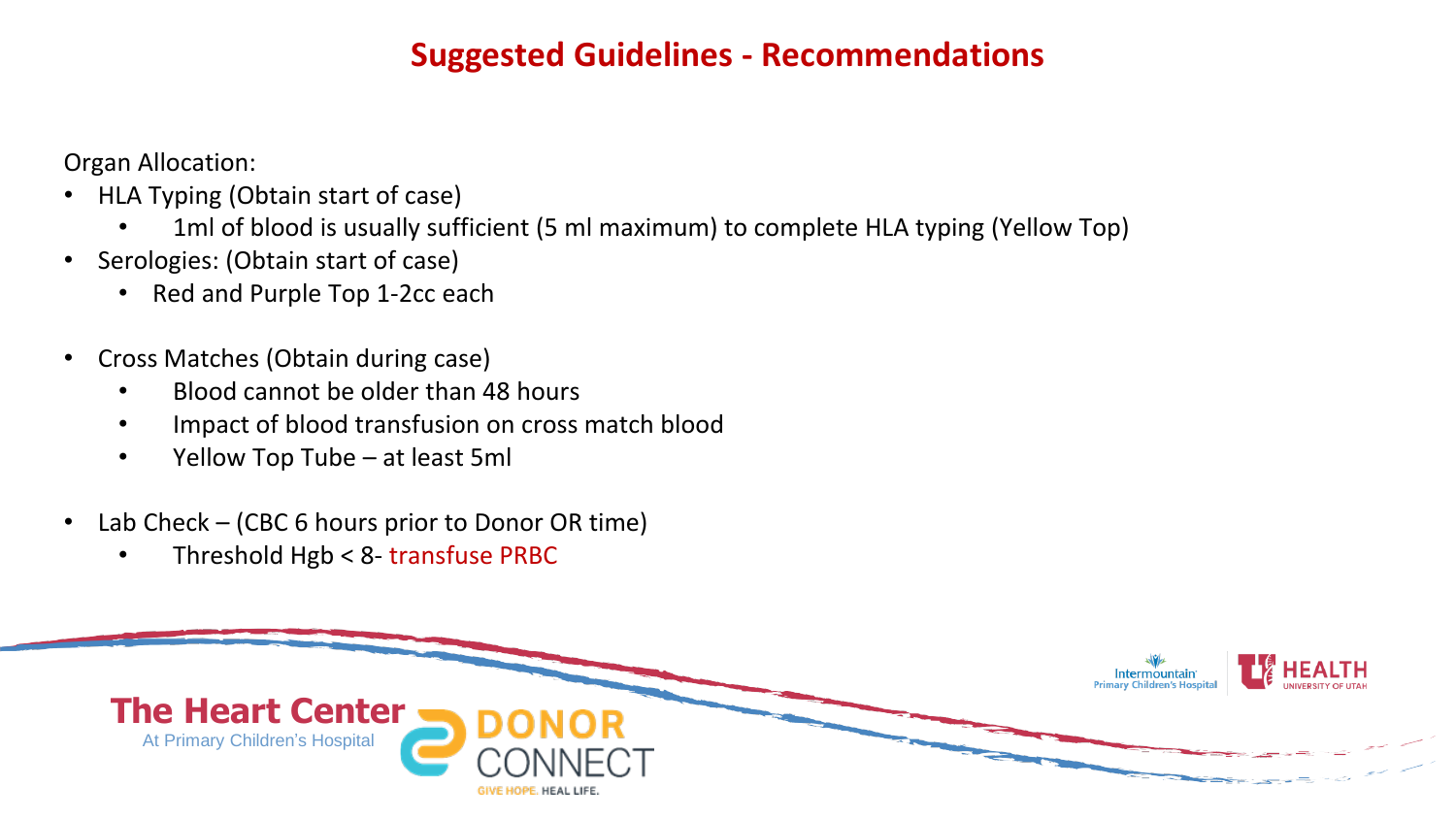# Suggested Guidelines - Recommendations

Organ Allocation:

- HLA Typing (Obtain start of case)
  - 1ml of blood is usually sufficient (5 ml maximum) to complete HLA typing (Yellow Top)
- Serologies: (Obtain start of case)
  - Red and Purple Top 1-2cc each
- Cross Matches (Obtain during case)
  - Blood cannot be older than 48 hours
  - Impact of blood transfusion on cross match blood
  - Yellow Top Tube – at least 5ml
- Lab Check – (CBC 6 hours prior to Donor OR time)
  - Threshold Hgb < 8- transfuse PRBC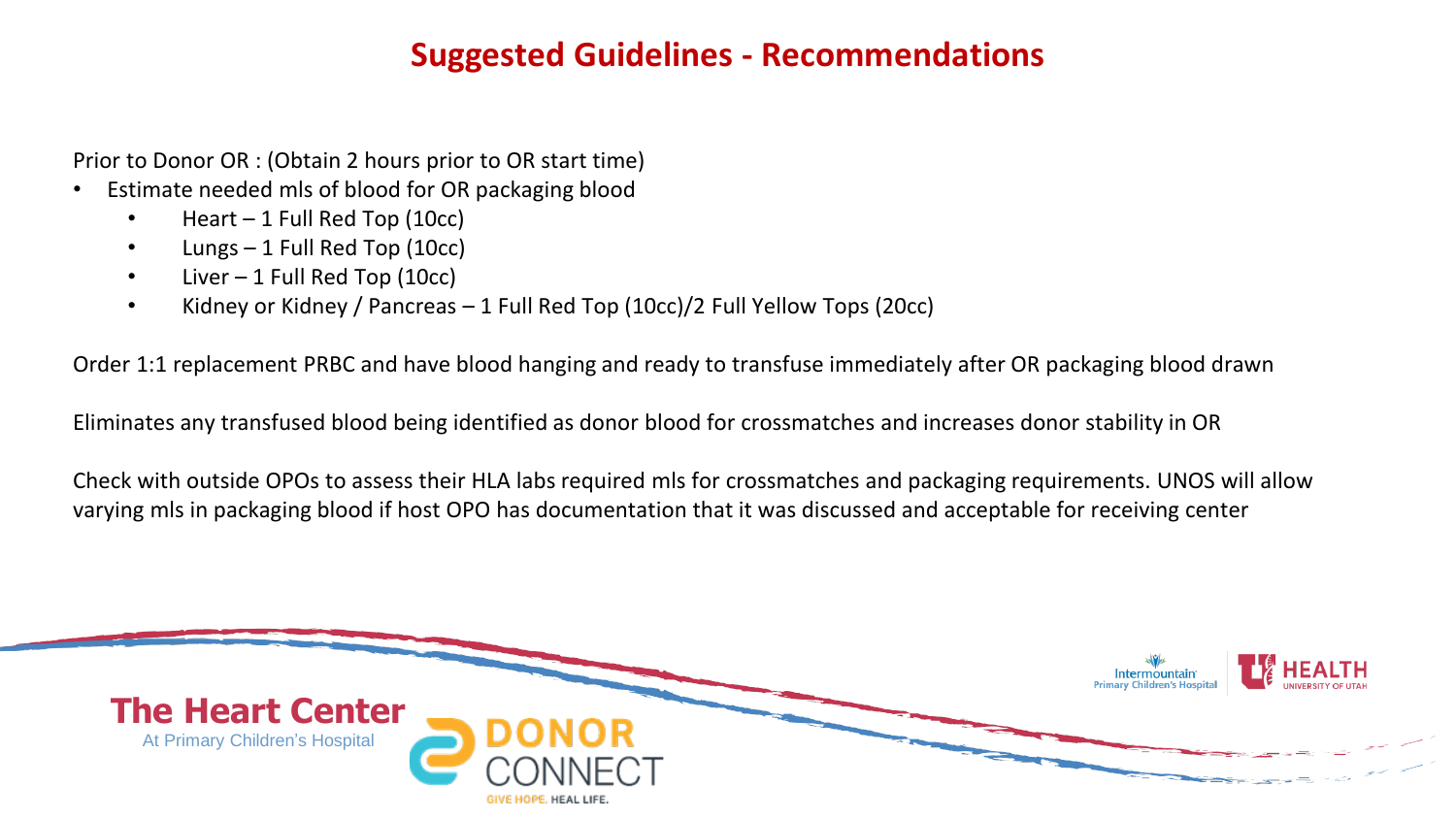# Suggested Guidelines - Recommendations

Prior to Donor OR : (Obtain 2 hours prior to OR start time)

- Estimate needed mls of blood for OR packaging blood
  - Heart – 1 Full Red Top (10cc)
  - Lungs – 1 Full Red Top (10cc)
  - Liver – 1 Full Red Top (10cc)
  - Kidney or Kidney / Pancreas – 1 Full Red Top (10cc)/2 Full Yellow Tops (20cc)

Order 1:1 replacement PRBC and have blood hanging and ready to transfuse immediately after OR packaging blood drawn

Eliminates any transfused blood being identified as donor blood for crossmatches and increases donor stability in OR

Check with outside OPOs to assess their HLA labs required mls for crossmatches and packaging requirements. UNOS will allow varying mls in packaging blood if host OPO has documentation that it was discussed and acceptable for receiving center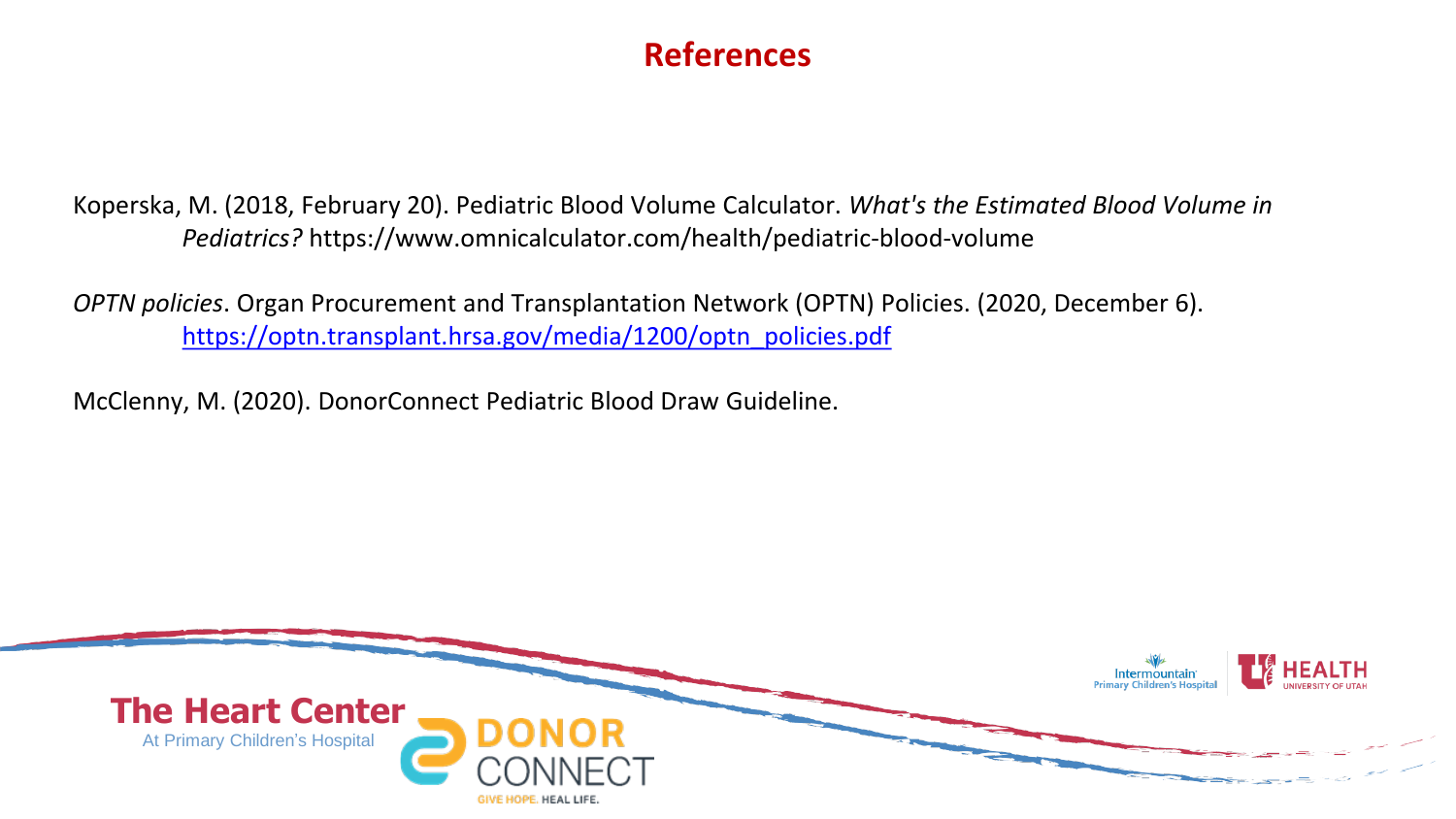# References

Koperska, M. (2018, February 20). Pediatric Blood Volume Calculator. *What's the Estimated Blood Volume in Pediatrics?* https://www.omnicalculator.com/health/pediatric-blood-volume

*OPTN policies*. Organ Procurement and Transplantation Network (OPTN) Policies. (2020, December 6). https://optn.transplant.hrsa.gov/media/1200/optn_policies.pdf

McClenny, M. (2020). DonorConnect Pediatric Blood Draw Guideline.